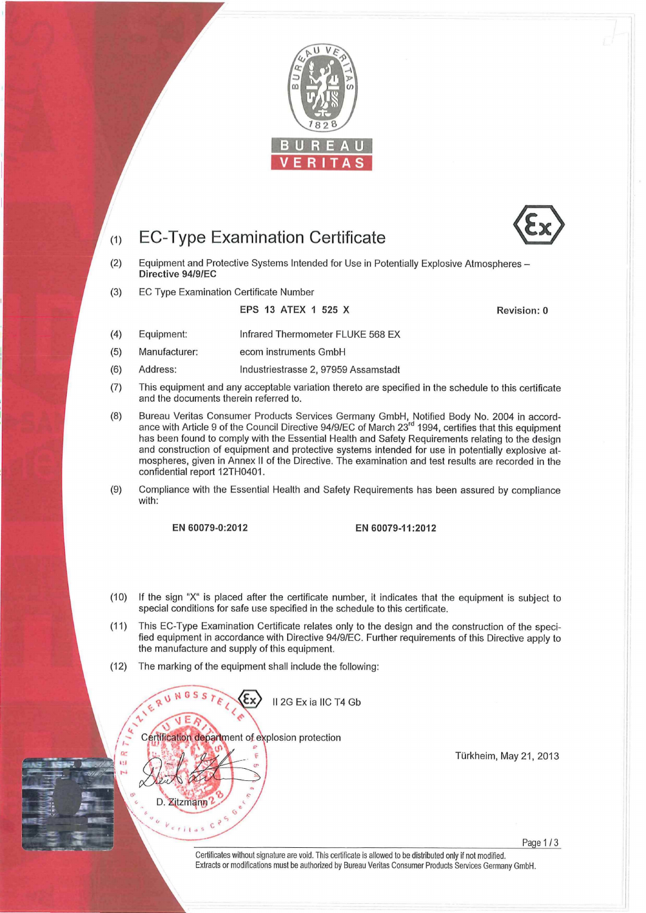BUREAU VERITAS

# (1) EC-Type Examination Certificate

(2) Equipment and Protective Systems Intended for Use in Potentially Explosive Atmospheres – **Directive 94/9/EC**

(3) EC Type Examination Certificate Number

**EPS 13 ATEX 1 525 X** **Revision: 0**

(4) Equipment: Infrared Thermometer FLUKE 568 EX

(5) Manufacturer: ecom instruments GmbH

(6) Address: Industriestrasse 2, 97959 Assamstadt

(7) This equipment and any acceptable variation thereto are specified in the schedule to this certificate and the documents therein referred to.

(8) Bureau Veritas Consumer Products Services Germany GmbH, Notified Body No. 2004 in accordance with Article 9 of the Council Directive 94/9/EC of March 23rd 1994, certifies that this equipment has been found to comply with the Essential Health and Safety Requirements relating to the design and construction of equipment and protective systems intended for use in potentially explosive atmospheres, given in Annex II of the Directive. The examination and test results are recorded in the confidential report 12TH0401.

(9) Compliance with the Essential Health and Safety Requirements has been assured by compliance with:

**EN 60079-0:2012** **EN 60079-11:2012**

(10) If the sign "X" is placed after the certificate number, it indicates that the equipment is subject to special conditions for safe use specified in the schedule to this certificate.

(11) This EC-Type Examination Certificate relates only to the design and the construction of the specified equipment in accordance with Directive 94/9/EC. Further requirements of this Directive apply to the manufacture and supply of this equipment.

(12) The marking of the equipment shall include the following:

Ex II 2G Ex ia IIC T4 Gb

Certification department of explosion protection

D. Zitzmann

Türkheim, May 21, 2013

Certificates without signature are void. This certificate is allowed to be distributed only if not modified. Extracts or modifications must be authorized by Bureau Veritas Consumer Products Services Germany GmbH.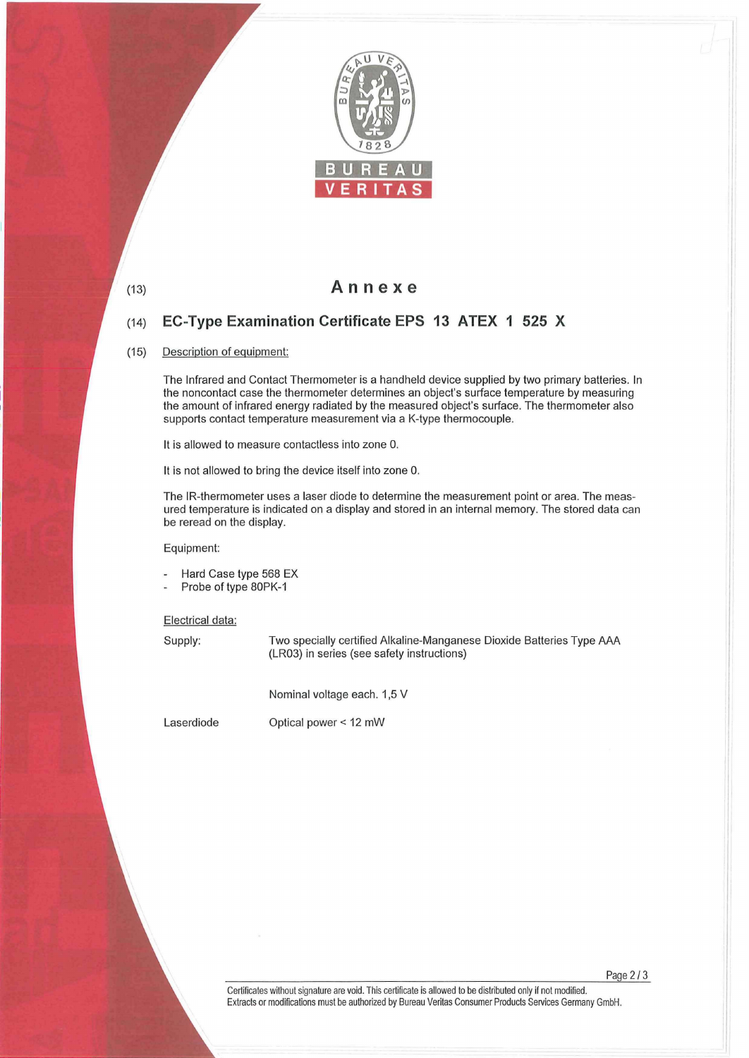(13) **Annexe**

(14) **EC-Type Examination Certificate EPS 13 ATEX 1 525 X**

(15) Description of equipment:

The Infrared and Contact Thermometer is a handheld device supplied by two primary batteries. In the noncontact case the thermometer determines an object's surface temperature by measuring the amount of infrared energy radiated by the measured object's surface. The thermometer also supports contact temperature measurement via a K-type thermocouple.

It is allowed to measure contactless into zone 0.

It is not allowed to bring the device itself into zone 0.

The IR-thermometer uses a laser diode to determine the measurement point or area. The measured temperature is indicated on a display and stored in an internal memory. The stored data can be reread on the display.

Equipment:

- Hard Case type 568 EX
- Probe of type 80PK-1

Electrical data:

| | |
|---|---|
| Supply: | Two specially certified Alkaline-Manganese Dioxide Batteries Type AAA (LR03) in series (see safety instructions) |
| | Nominal voltage each. 1,5 V |
| Laserdiode | Optical power < 12 mW |

Certificates without signature are void. This certificate is allowed to be distributed only if not modified.
Extracts or modifications must be authorized by Bureau Veritas Consumer Products Services Germany GmbH.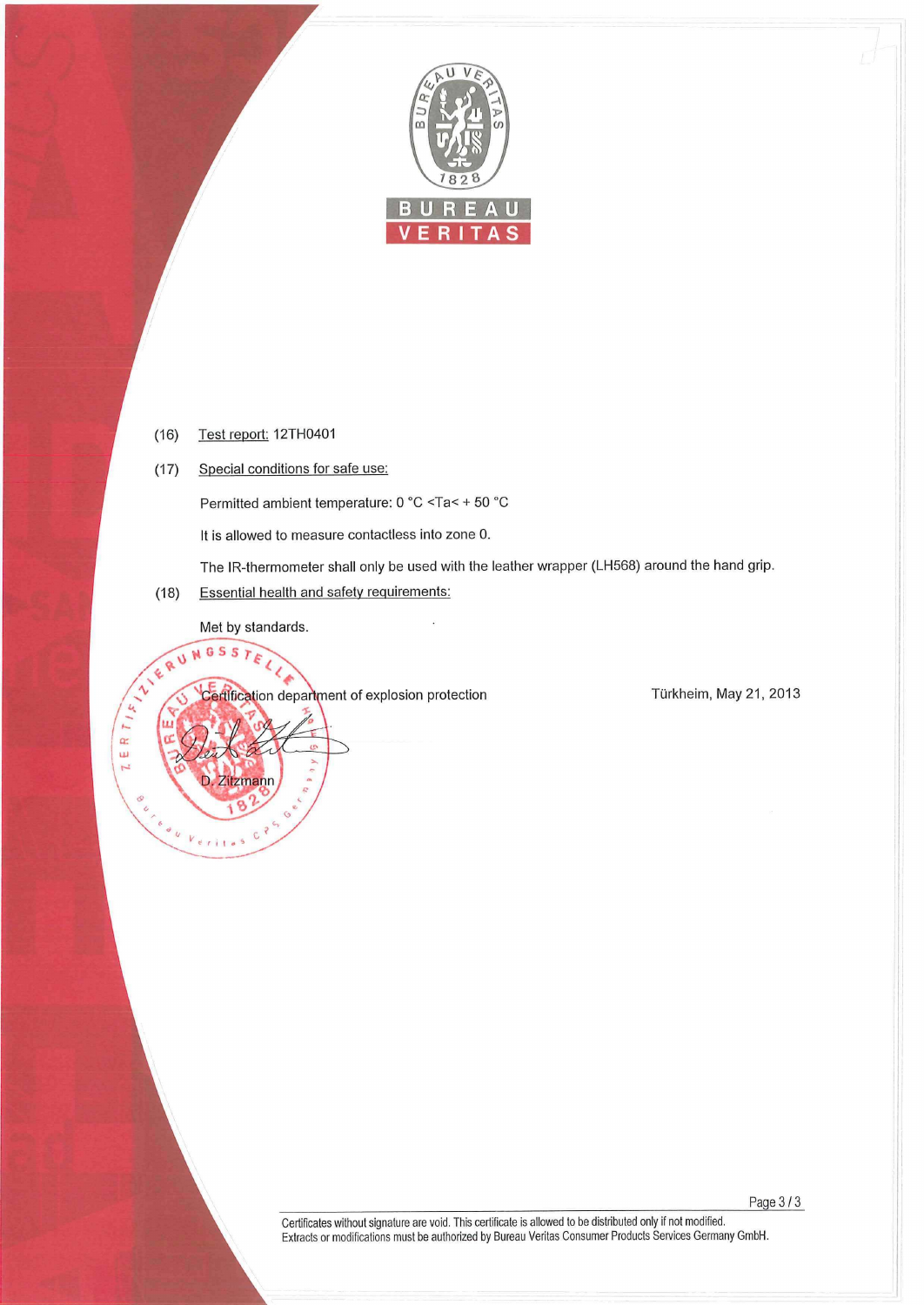BUREAU VERITAS

(16) Test report: 12TH0401

(17) Special conditions for safe use:

Permitted ambient temperature: 0 °C <Ta< + 50 °C

It is allowed to measure contactless into zone 0.

The IR-thermometer shall only be used with the leather wrapper (LH568) around the hand grip.

(18) Essential health and safety requirements:

Met by standards.

Certification department of explosion protection

D. Zitzmann

Türkheim, May 21, 2013

Certificates without signature are void. This certificate is allowed to be distributed only if not modified.
Extracts or modifications must be authorized by Bureau Veritas Consumer Products Services Germany GmbH.